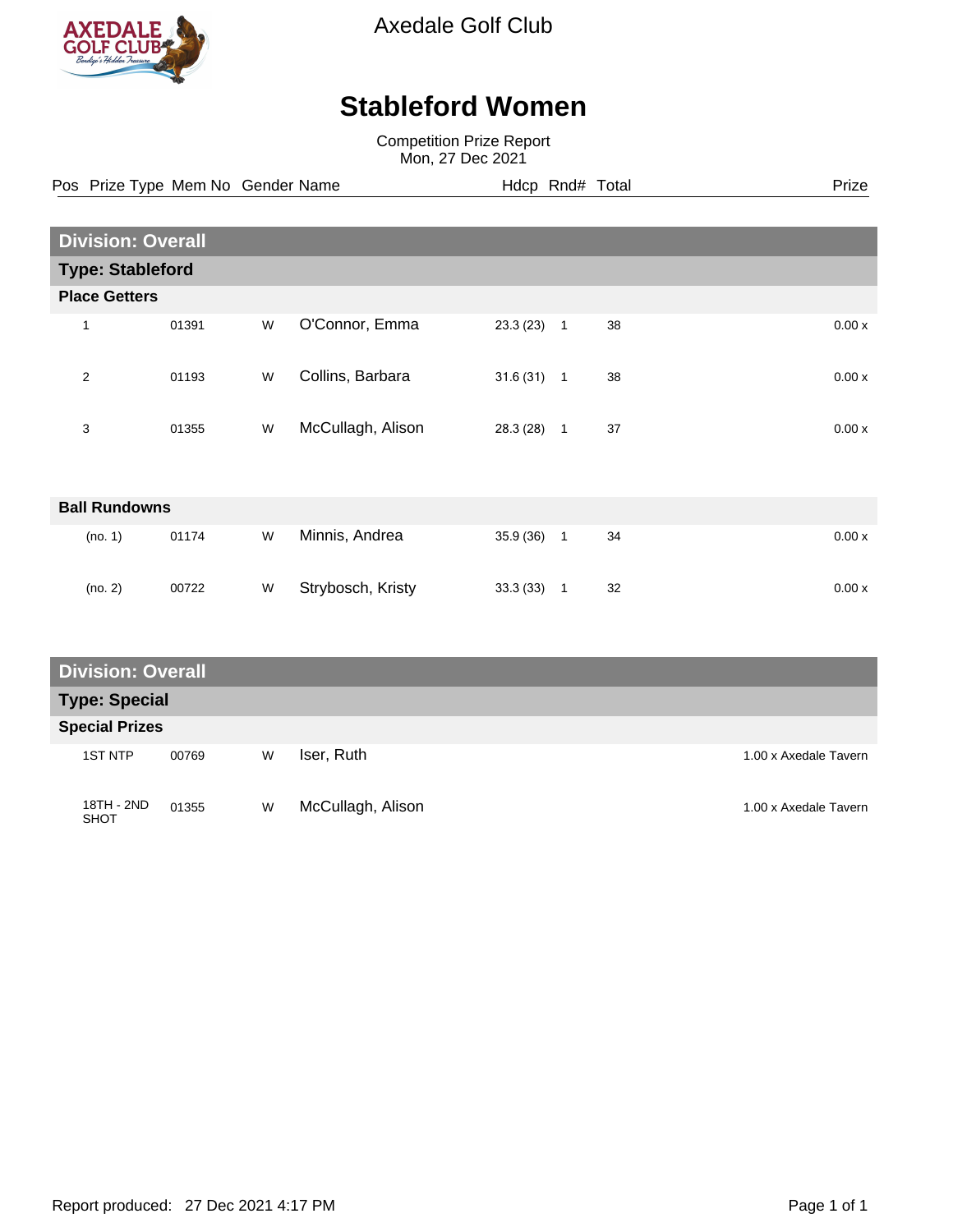Axedale Golf Club

# Stableford Women

Competition Prize Report
Mon, 27 Dec 2021

## Division: Overall

### Type: Stableford

| Pos | Prize Type | Mem No | Gender | Name | Hdcp | Rnd# | Total | Prize |
|---|---|---|---|---|---|---|---|---|
| **Place Getters** | | | | | | | | |
| 1 | | 01391 | W | O'Connor, Emma | 23.3 (23) | 1 | 38 | 0.00 x |
| 2 | | 01193 | W | Collins, Barbara | 31.6 (31) | 1 | 38 | 0.00 x |
| 3 | | 01355 | W | McCullagh, Alison | 28.3 (28) | 1 | 37 | 0.00 x |
| **Ball Rundowns** | | | | | | | | |
| (no. 1) | | 01174 | W | Minnis, Andrea | 35.9 (36) | 1 | 34 | 0.00 x |
| (no. 2) | | 00722 | W | Strybosch, Kristy | 33.3 (33) | 1 | 32 | 0.00 x |

## Division: Overall

### Type: Special

| Pos | Prize Type | Mem No | Gender | Name | Hdcp | Rnd# | Total | Prize |
|---|---|---|---|---|---|---|---|---|
| **Special Prizes** | | | | | | | | |
| | 1ST NTP | 00769 | W | Iser, Ruth | | | | 1.00 x Axedale Tavern |
| | 18TH - 2ND SHOT | 01355 | W | McCullagh, Alison | | | | 1.00 x Axedale Tavern |

Report produced: 27 Dec 2021 4:17 PM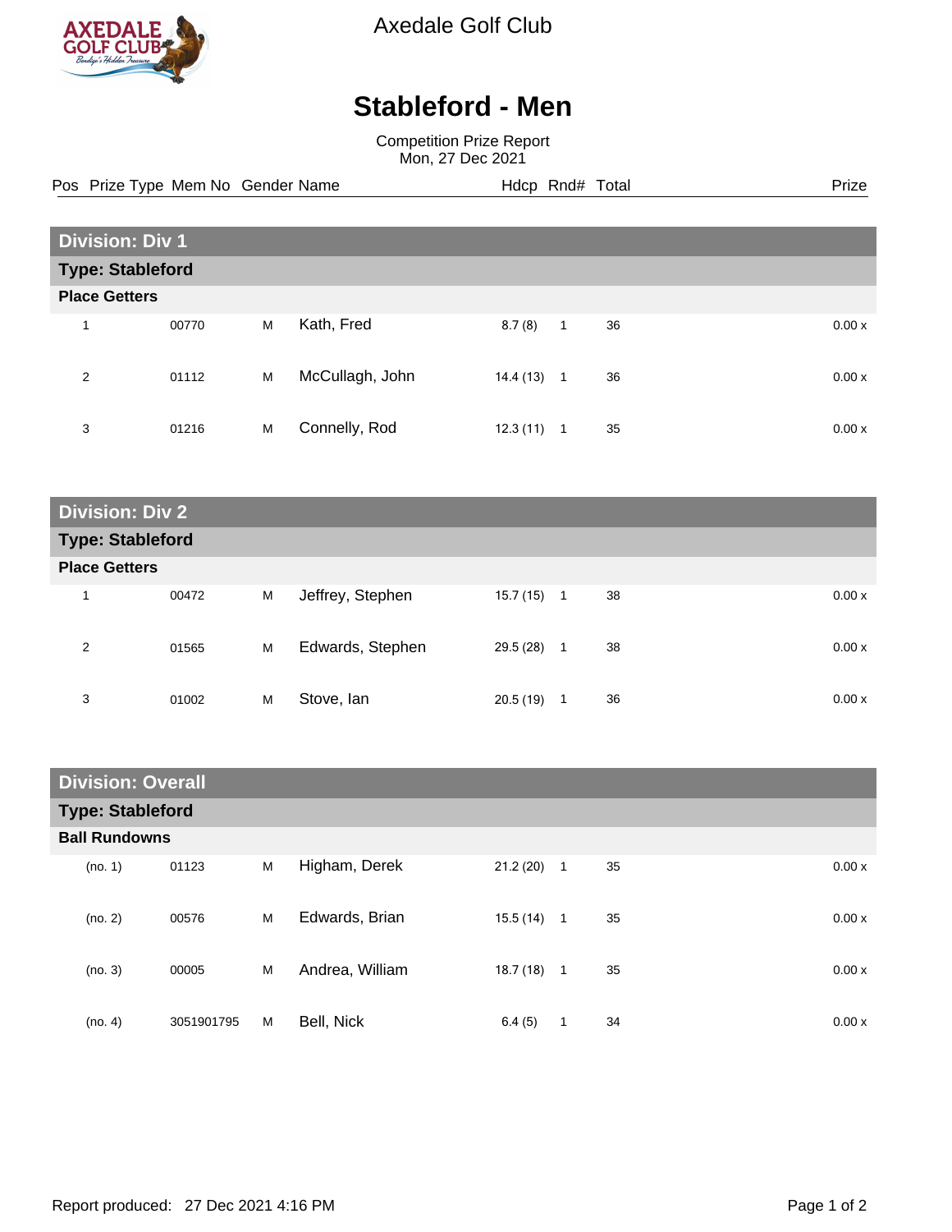Axedale Golf Club

# Stableford - Men

Competition Prize Report
Mon, 27 Dec 2021

| Pos | Prize Type | Mem No | Gender | Name | Hdcp | Rnd# | Total | Prize |
|---|---|---|---|---|---|---|---|---|
| **Division: Div 1** | | | | | | | | |
| **Type: Stableford** | | | | | | | | |
| **Place Getters** | | | | | | | | |
| 1 | | 00770 | M | Kath, Fred | 8.7 (8) | 1 | 36 | 0.00 x |
| 2 | | 01112 | M | McCullagh, John | 14.4 (13) | 1 | 36 | 0.00 x |
| 3 | | 01216 | M | Connelly, Rod | 12.3 (11) | 1 | 35 | 0.00 x |
| **Division: Div 2** | | | | | | | | |
| **Type: Stableford** | | | | | | | | |
| **Place Getters** | | | | | | | | |
| 1 | | 00472 | M | Jeffrey, Stephen | 15.7 (15) | 1 | 38 | 0.00 x |
| 2 | | 01565 | M | Edwards, Stephen | 29.5 (28) | 1 | 38 | 0.00 x |
| 3 | | 01002 | M | Stove, Ian | 20.5 (19) | 1 | 36 | 0.00 x |
| **Division: Overall** | | | | | | | | |
| **Type: Stableford** | | | | | | | | |
| **Ball Rundowns** | | | | | | | | |
| (no. 1) | | 01123 | M | Higham, Derek | 21.2 (20) | 1 | 35 | 0.00 x |
| (no. 2) | | 00576 | M | Edwards, Brian | 15.5 (14) | 1 | 35 | 0.00 x |
| (no. 3) | | 00005 | M | Andrea, William | 18.7 (18) | 1 | 35 | 0.00 x |
| (no. 4) | | 3051901795 | M | Bell, Nick | 6.4 (5) | 1 | 34 | 0.00 x |

Report produced: 27 Dec 2021 4:16 PM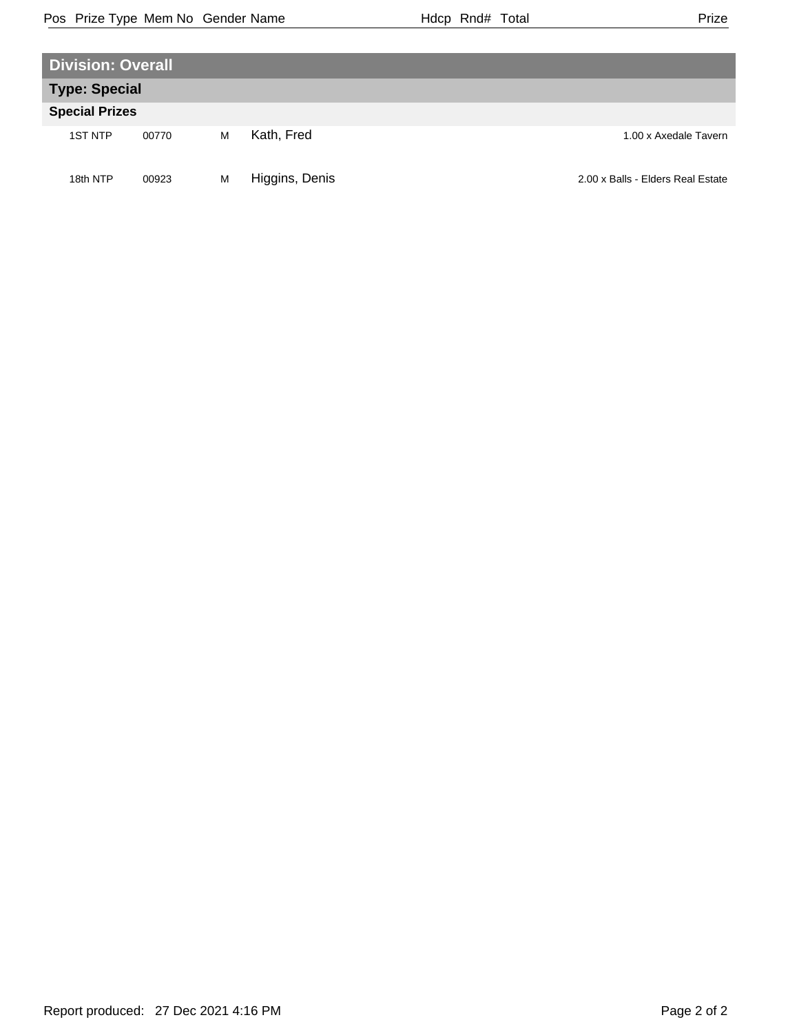| Pos | Prize Type | Mem No | Gender | Name | Hdcp | Rnd# | Total | Prize |
|---|---|---|---|---|---|---|---|---|

## Division: Overall

### Type: Special

**Special Prizes**

| Pos | Prize Type | Mem No | Gender | Name | Hdcp | Rnd# | Total | Prize |
|---|---|---|---|---|---|---|---|---|
| 1ST NTP | | 00770 | M | Kath, Fred | | | | 1.00 x Axedale Tavern |
| 18th NTP | | 00923 | M | Higgins, Denis | | | | 2.00 x Balls - Elders Real Estate |

Report produced: 27 Dec 2021 4:16 PM